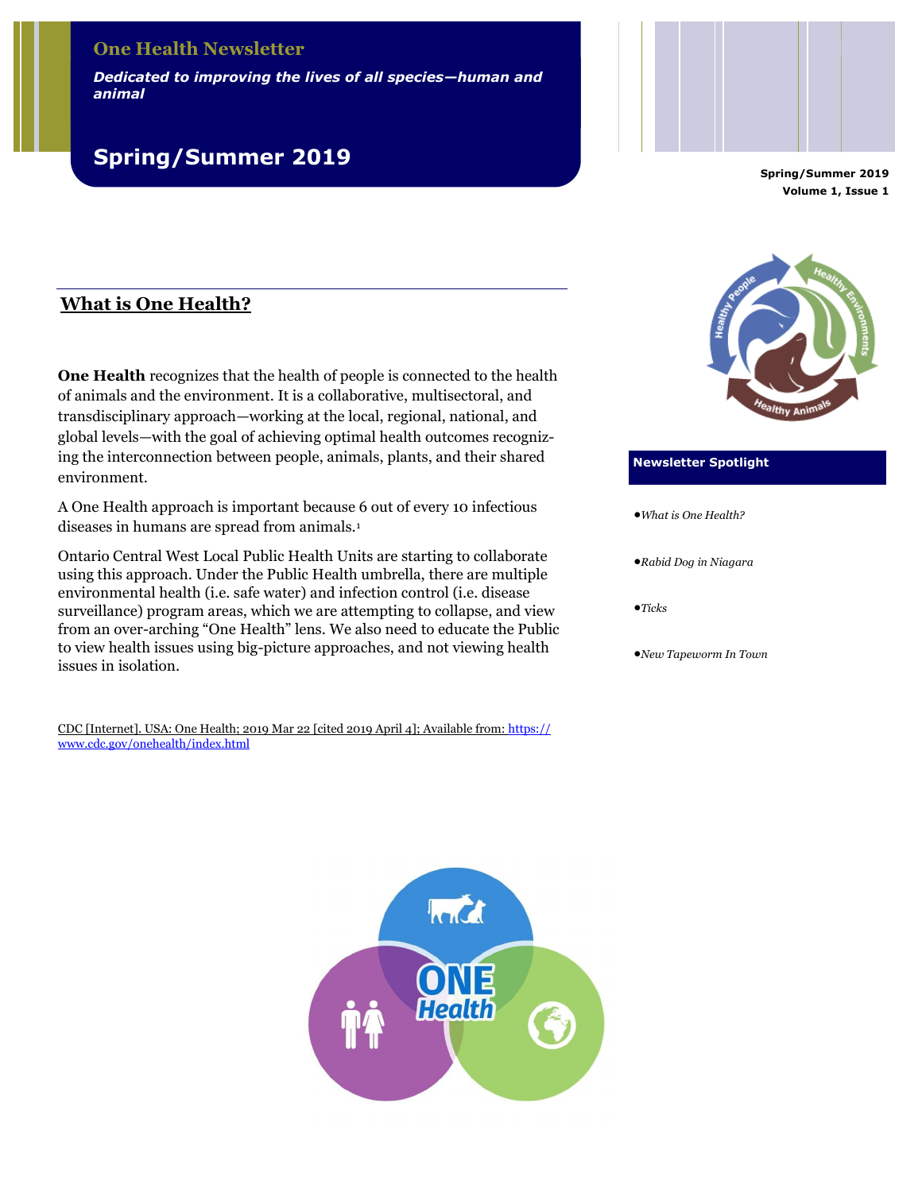# One Health Newsletter

*Dedicated to improving the lives of all species—human and animal*

## Spring/Summer 2019

**Spring/Summer 2019**
**Volume 1, Issue 1**

### Newsletter Spotlight

- *What is One Health?*
- *Rabid Dog in Niagara*
- *Ticks*
- *New Tapeworm In Town*

## What is One Health?

**One Health** recognizes that the health of people is connected to the health of animals and the environment. It is a collaborative, multisectoral, and transdisciplinary approach—working at the local, regional, national, and global levels—with the goal of achieving optimal health outcomes recognizing the interconnection between people, animals, plants, and their shared environment.

A One Health approach is important because 6 out of every 10 infectious diseases in humans are spread from animals.[1]

Ontario Central West Local Public Health Units are starting to collaborate using this approach. Under the Public Health umbrella, there are multiple environmental health (i.e. safe water) and infection control (i.e. disease surveillance) program areas, which we are attempting to collapse, and view from an over-arching "One Health" lens. We also need to educate the Public to view health issues using big-picture approaches, and not viewing health issues in isolation.

CDC [Internet]. USA: One Health; 2019 Mar 22 [cited 2019 April 4]; Available from: https://www.cdc.gov/onehealth/index.html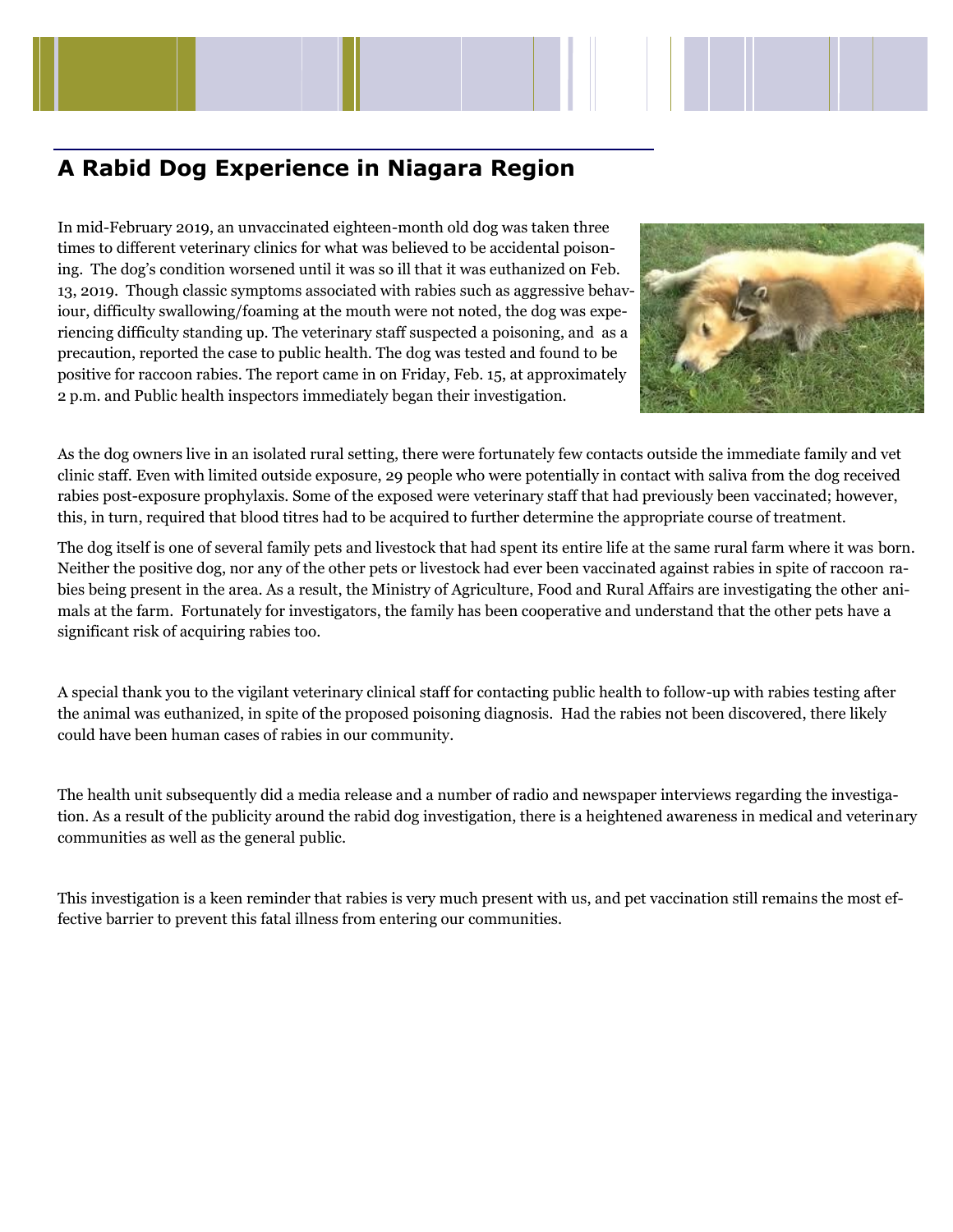## A Rabid Dog Experience in Niagara Region

In mid-February 2019, an unvaccinated eighteen-month old dog was taken three times to different veterinary clinics for what was believed to be accidental poisoning. The dog's condition worsened until it was so ill that it was euthanized on Feb. 13, 2019. Though classic symptoms associated with rabies such as aggressive behaviour, difficulty swallowing/foaming at the mouth were not noted, the dog was experiencing difficulty standing up. The veterinary staff suspected a poisoning, and as a precaution, reported the case to public health. The dog was tested and found to be positive for raccoon rabies. The report came in on Friday, Feb. 15, at approximately 2 p.m. and Public health inspectors immediately began their investigation.

As the dog owners live in an isolated rural setting, there were fortunately few contacts outside the immediate family and vet clinic staff. Even with limited outside exposure, 29 people who were potentially in contact with saliva from the dog received rabies post-exposure prophylaxis. Some of the exposed were veterinary staff that had previously been vaccinated; however, this, in turn, required that blood titres had to be acquired to further determine the appropriate course of treatment.

The dog itself is one of several family pets and livestock that had spent its entire life at the same rural farm where it was born. Neither the positive dog, nor any of the other pets or livestock had ever been vaccinated against rabies in spite of raccoon rabies being present in the area. As a result, the Ministry of Agriculture, Food and Rural Affairs are investigating the other animals at the farm. Fortunately for investigators, the family has been cooperative and understand that the other pets have a significant risk of acquiring rabies too.

A special thank you to the vigilant veterinary clinical staff for contacting public health to follow-up with rabies testing after the animal was euthanized, in spite of the proposed poisoning diagnosis. Had the rabies not been discovered, there likely could have been human cases of rabies in our community.

The health unit subsequently did a media release and a number of radio and newspaper interviews regarding the investigation. As a result of the publicity around the rabid dog investigation, there is a heightened awareness in medical and veterinary communities as well as the general public.

This investigation is a keen reminder that rabies is very much present with us, and pet vaccination still remains the most effective barrier to prevent this fatal illness from entering our communities.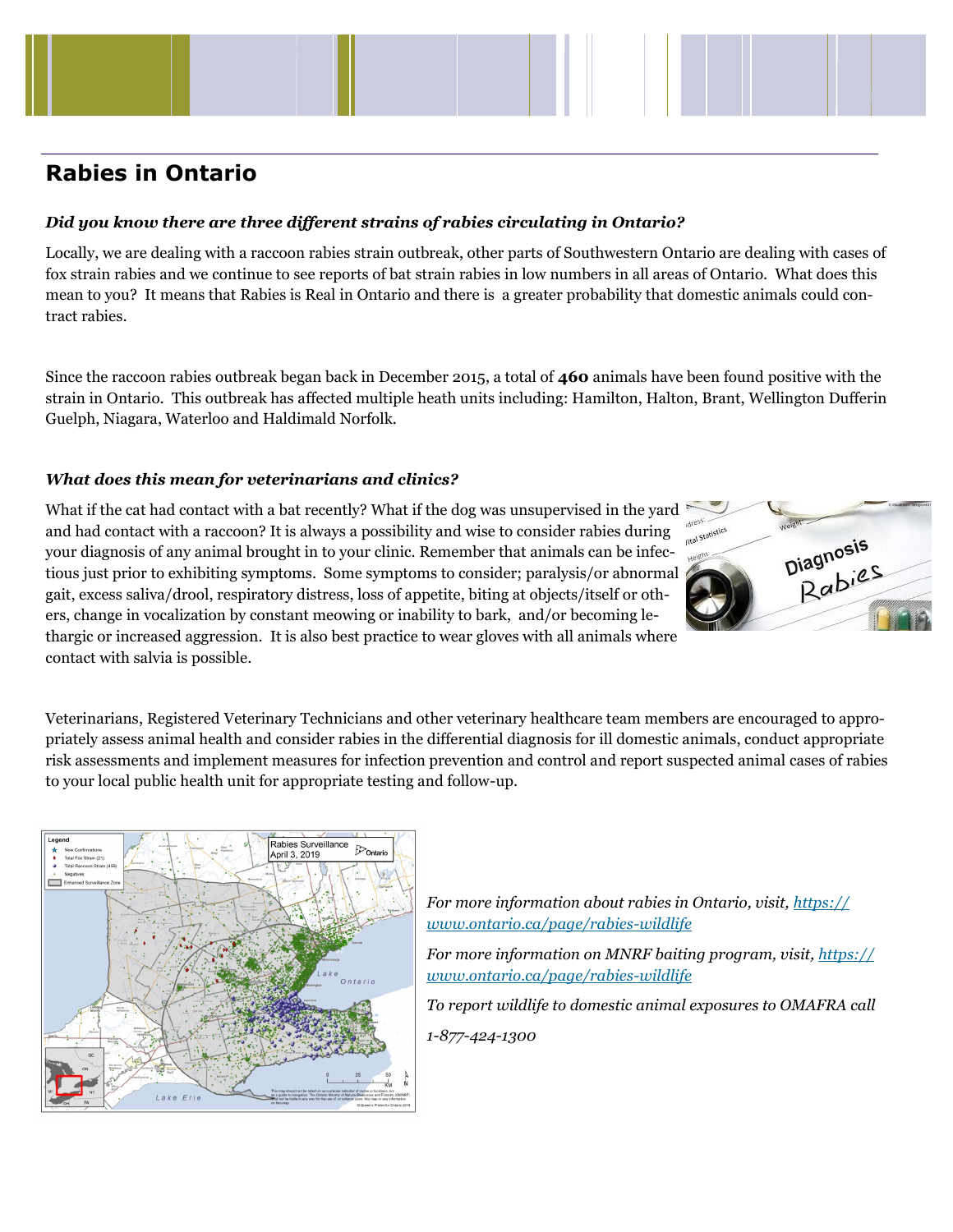## Rabies in Ontario

***Did you know there are three different strains of rabies circulating in Ontario?***

Locally, we are dealing with a raccoon rabies strain outbreak, other parts of Southwestern Ontario are dealing with cases of fox strain rabies and we continue to see reports of bat strain rabies in low numbers in all areas of Ontario. What does this mean to you? It means that Rabies is Real in Ontario and there is a greater probability that domestic animals could contract rabies.

Since the raccoon rabies outbreak began back in December 2015, a total of **460** animals have been found positive with the strain in Ontario. This outbreak has affected multiple heath units including: Hamilton, Halton, Brant, Wellington Dufferin Guelph, Niagara, Waterloo and Haldimald Norfolk.

***What does this mean for veterinarians and clinics?***

What if the cat had contact with a bat recently? What if the dog was unsupervised in the yard and had contact with a raccoon? It is always a possibility and wise to consider rabies during your diagnosis of any animal brought in to your clinic. Remember that animals can be infectious just prior to exhibiting symptoms. Some symptoms to consider; paralysis/or abnormal gait, excess saliva/drool, respiratory distress, loss of appetite, biting at objects/itself or others, change in vocalization by constant meowing or inability to bark, and/or becoming lethargic or increased aggression. It is also best practice to wear gloves with all animals where contact with salvia is possible.

Veterinarians, Registered Veterinary Technicians and other veterinary healthcare team members are encouraged to appropriately assess animal health and consider rabies in the differential diagnosis for ill domestic animals, conduct appropriate risk assessments and implement measures for infection prevention and control and report suspected animal cases of rabies to your local public health unit for appropriate testing and follow-up.

*For more information about rabies in Ontario, visit, https://www.ontario.ca/page/rabies-wildlife*

*For more information on MNRF baiting program, visit, https://www.ontario.ca/page/rabies-wildlife*

*To report wildlife to domestic animal exposures to OMAFRA call 1-877-424-1300*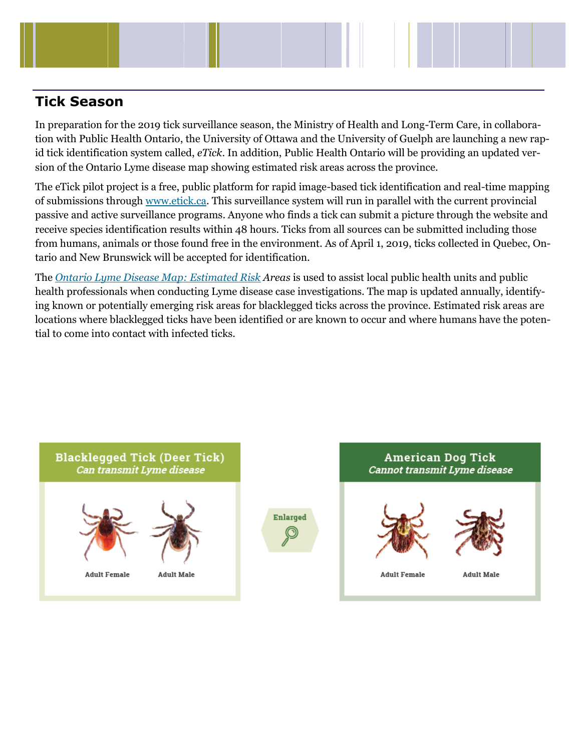## Tick Season

In preparation for the 2019 tick surveillance season, the Ministry of Health and Long-Term Care, in collaboration with Public Health Ontario, the University of Ottawa and the University of Guelph are launching a new rapid tick identification system called, *eTick*. In addition, Public Health Ontario will be providing an updated version of the Ontario Lyme disease map showing estimated risk areas across the province.

The eTick pilot project is a free, public platform for rapid image-based tick identification and real-time mapping of submissions through [www.etick.ca](www.etick.ca). This surveillance system will run in parallel with the current provincial passive and active surveillance programs. Anyone who finds a tick can submit a picture through the website and receive species identification results within 48 hours. Ticks from all sources can be submitted including those from humans, animals or those found free in the environment. As of April 1, 2019, ticks collected in Quebec, Ontario and New Brunswick will be accepted for identification.

The *Ontario Lyme Disease Map: Estimated Risk Areas* is used to assist local public health units and public health professionals when conducting Lyme disease case investigations. The map is updated annually, identifying known or potentially emerging risk areas for blacklegged ticks across the province. Estimated risk areas are locations where blacklegged ticks have been identified or are known to occur and where humans have the potential to come into contact with infected ticks.

**Blacklegged Tick (Deer Tick)**
*Can transmit Lyme disease*

Adult Female    Adult Male

Enlarged

**American Dog Tick**
*Cannot transmit Lyme disease*

Adult Female    Adult Male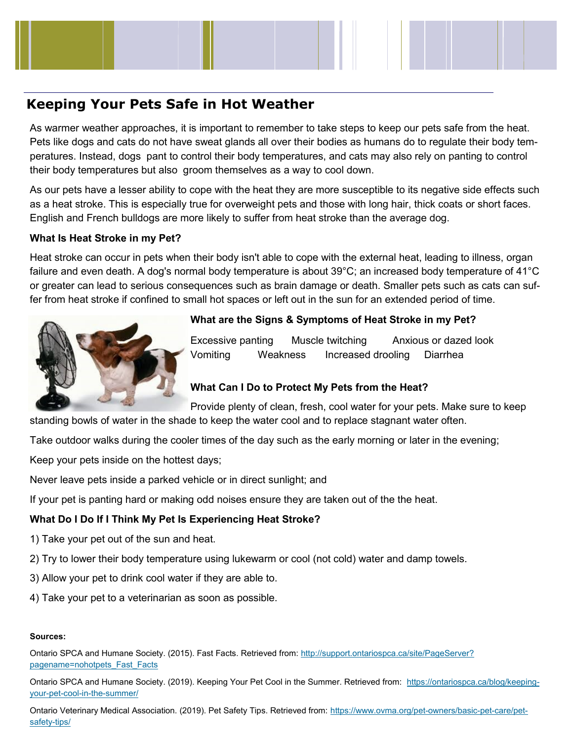## Keeping Your Pets Safe in Hot Weather

As warmer weather approaches, it is important to remember to take steps to keep our pets safe from the heat. Pets like dogs and cats do not have sweat glands all over their bodies as humans do to regulate their body temperatures. Instead, dogs pant to control their body temperatures, and cats may also rely on panting to control their body temperatures but also groom themselves as a way to cool down.

As our pets have a lesser ability to cope with the heat they are more susceptible to its negative side effects such as a heat stroke. This is especially true for overweight pets and those with long hair, thick coats or short faces. English and French bulldogs are more likely to suffer from heat stroke than the average dog.

**What Is Heat Stroke in my Pet?**

Heat stroke can occur in pets when their body isn't able to cope with the external heat, leading to illness, organ failure and even death. A dog's normal body temperature is about 39°C; an increased body temperature of 41°C or greater can lead to serious consequences such as brain damage or death. Smaller pets such as cats can suffer from heat stroke if confined to small hot spaces or left out in the sun for an extended period of time.

**What are the Signs & Symptoms of Heat Stroke in my Pet?**

Excessive panting  Muscle twitching  Anxious or dazed look
Vomiting  Weakness  Increased drooling  Diarrhea

**What Can I Do to Protect My Pets from the Heat?**

Provide plenty of clean, fresh, cool water for your pets. Make sure to keep standing bowls of water in the shade to keep the water cool and to replace stagnant water often.

Take outdoor walks during the cooler times of the day such as the early morning or later in the evening;

Keep your pets inside on the hottest days;

Never leave pets inside a parked vehicle or in direct sunlight; and

If your pet is panting hard or making odd noises ensure they are taken out of the the heat.

**What Do I Do If I Think My Pet Is Experiencing Heat Stroke?**

1) Take your pet out of the sun and heat.

2) Try to lower their body temperature using lukewarm or cool (not cold) water and damp towels.

3) Allow your pet to drink cool water if they are able to.

4) Take your pet to a veterinarian as soon as possible.

**Sources:**

Ontario SPCA and Humane Society. (2015). Fast Facts. Retrieved from: http://support.ontariospca.ca/site/PageServer?pagename=nohotpets_Fast_Facts

Ontario SPCA and Humane Society. (2019). Keeping Your Pet Cool in the Summer. Retrieved from: https://ontariospca.ca/blog/keeping-your-pet-cool-in-the-summer/

Ontario Veterinary Medical Association. (2019). Pet Safety Tips. Retrieved from: https://www.ovma.org/pet-owners/basic-pet-care/pet-safety-tips/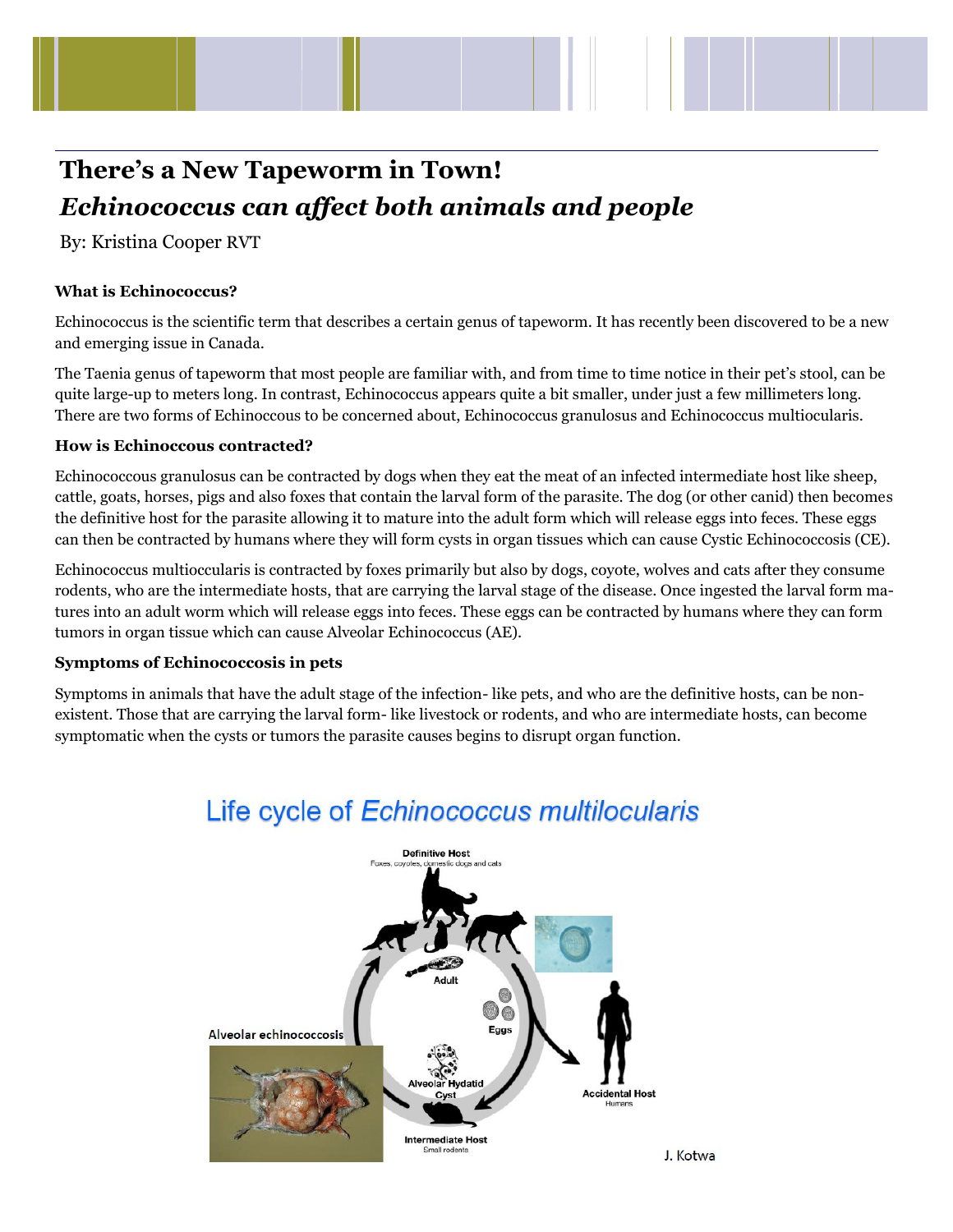# There's a New Tapeworm in Town!

## *Echinococcus can affect both animals and people*

By: Kristina Cooper RVT

**What is Echinococcus?**

Echinococcus is the scientific term that describes a certain genus of tapeworm. It has recently been discovered to be a new and emerging issue in Canada.

The Taenia genus of tapeworm that most people are familiar with, and from time to time notice in their pet's stool, can be quite large-up to meters long. In contrast, Echinococcus appears quite a bit smaller, under just a few millimeters long. There are two forms of Echinoccous to be concerned about, Echinococcus granulosus and Echinococcus multiocularis.

**How is Echinoccous contracted?**

Echinococcous granulosus can be contracted by dogs when they eat the meat of an infected intermediate host like sheep, cattle, goats, horses, pigs and also foxes that contain the larval form of the parasite. The dog (or other canid) then becomes the definitive host for the parasite allowing it to mature into the adult form which will release eggs into feces. These eggs can then be contracted by humans where they will form cysts in organ tissues which can cause Cystic Echinococcosis (CE).

Echinococcus multioccularis is contracted by foxes primarily but also by dogs, coyote, wolves and cats after they consume rodents, who are the intermediate hosts, that are carrying the larval stage of the disease. Once ingested the larval form matures into an adult worm which will release eggs into feces. These eggs can be contracted by humans where they can form tumors in organ tissue which can cause Alveolar Echinococcus (AE).

**Symptoms of Echinococcosis in pets**

Symptoms in animals that have the adult stage of the infection- like pets, and who are the definitive hosts, can be non-existent. Those that are carrying the larval form- like livestock or rodents, and who are intermediate hosts, can become symptomatic when the cysts or tumors the parasite causes begins to disrupt organ function.

Life cycle of *Echinococcus multilocularis*

Definitive Host — Foxes, coyotes, domestic dogs and cats
Adult
Eggs
Accidental Host — Humans
Alveolar Hydatid Cyst
Intermediate Host — Small rodents
Alveolar echinococcosis

J. Kotwa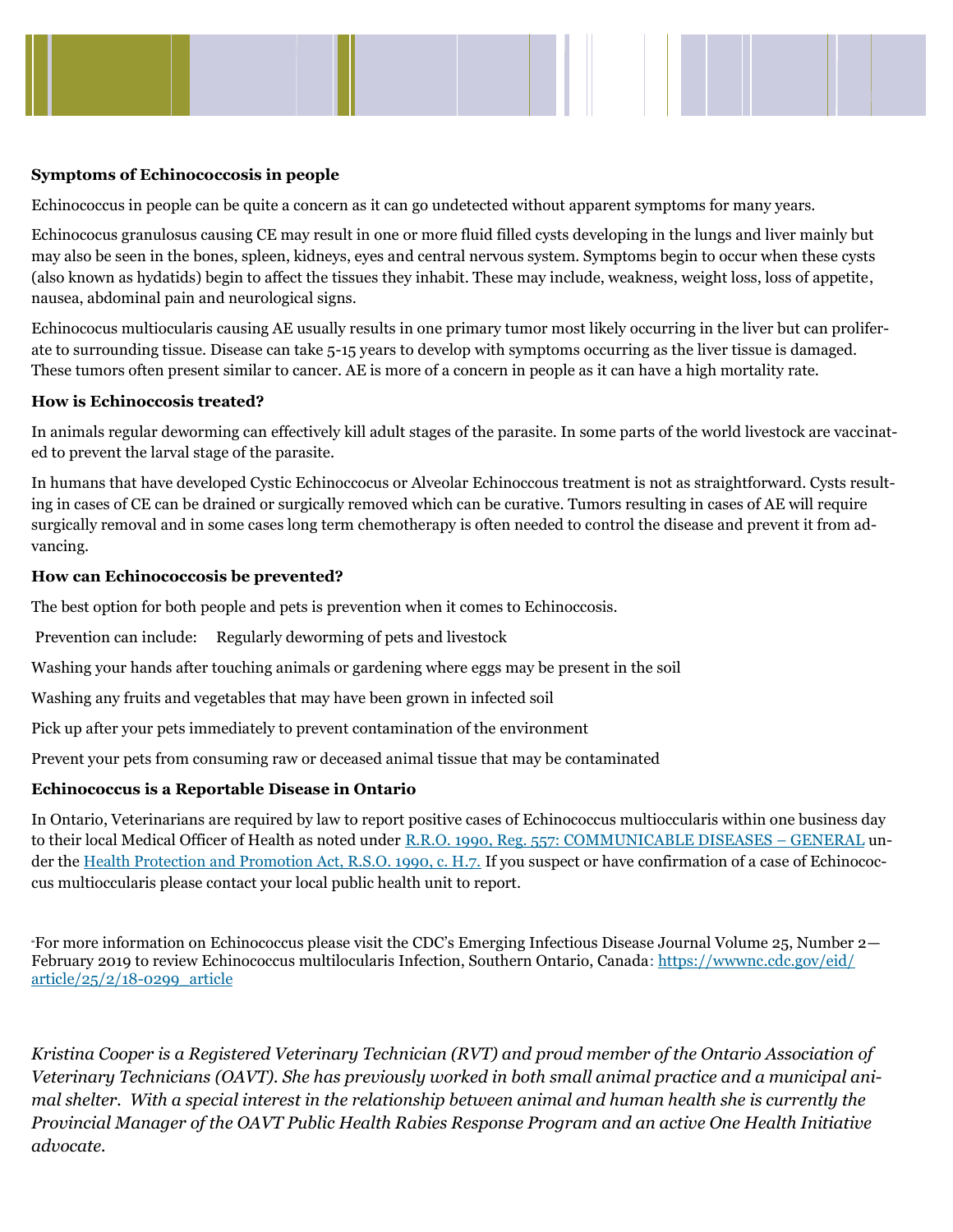**Symptoms of Echinococcosis in people**

Echinococcus in people can be quite a concern as it can go undetected without apparent symptoms for many years.

Echinococus granulosus causing CE may result in one or more fluid filled cysts developing in the lungs and liver mainly but may also be seen in the bones, spleen, kidneys, eyes and central nervous system. Symptoms begin to occur when these cysts (also known as hydatids) begin to affect the tissues they inhabit. These may include, weakness, weight loss, loss of appetite, nausea, abdominal pain and neurological signs.

Echinococus multiocularis causing AE usually results in one primary tumor most likely occurring in the liver but can proliferate to surrounding tissue. Disease can take 5-15 years to develop with symptoms occurring as the liver tissue is damaged. These tumors often present similar to cancer. AE is more of a concern in people as it can have a high mortality rate.

**How is Echinoccosis treated?**

In animals regular deworming can effectively kill adult stages of the parasite. In some parts of the world livestock are vaccinated to prevent the larval stage of the parasite.

In humans that have developed Cystic Echinoccocus or Alveolar Echinoccous treatment is not as straightforward. Cysts resulting in cases of CE can be drained or surgically removed which can be curative. Tumors resulting in cases of AE will require surgically removal and in some cases long term chemotherapy is often needed to control the disease and prevent it from advancing.

**How can Echinococcosis be prevented?**

The best option for both people and pets is prevention when it comes to Echinoccosis.

Prevention can include: Regularly deworming of pets and livestock

Washing your hands after touching animals or gardening where eggs may be present in the soil

Washing any fruits and vegetables that may have been grown in infected soil

Pick up after your pets immediately to prevent contamination of the environment

Prevent your pets from consuming raw or deceased animal tissue that may be contaminated

**Echinococcus is a Reportable Disease in Ontario**

In Ontario, Veterinarians are required by law to report positive cases of Echinococcus multioccularis within one business day to their local Medical Officer of Health as noted under [R.R.O. 1990, Reg. 557: COMMUNICABLE DISEASES – GENERAL] under the [Health Protection and Promotion Act, R.S.O. 1990, c. H.7.] If you suspect or have confirmation of a case of Echinococcus multioccularis please contact your local public health unit to report.

*For more information on Echinococcus please visit the CDC's Emerging Infectious Disease Journal Volume 25, Number 2—February 2019 to review Echinococcus multilocularis Infection, Southern Ontario, Canada: https://wwwnc.cdc.gov/eid/article/25/2/18-0299_article

*Kristina Cooper is a Registered Veterinary Technician (RVT) and proud member of the Ontario Association of Veterinary Technicians (OAVT). She has previously worked in both small animal practice and a municipal animal shelter. With a special interest in the relationship between animal and human health she is currently the Provincial Manager of the OAVT Public Health Rabies Response Program and an active One Health Initiative advocate.*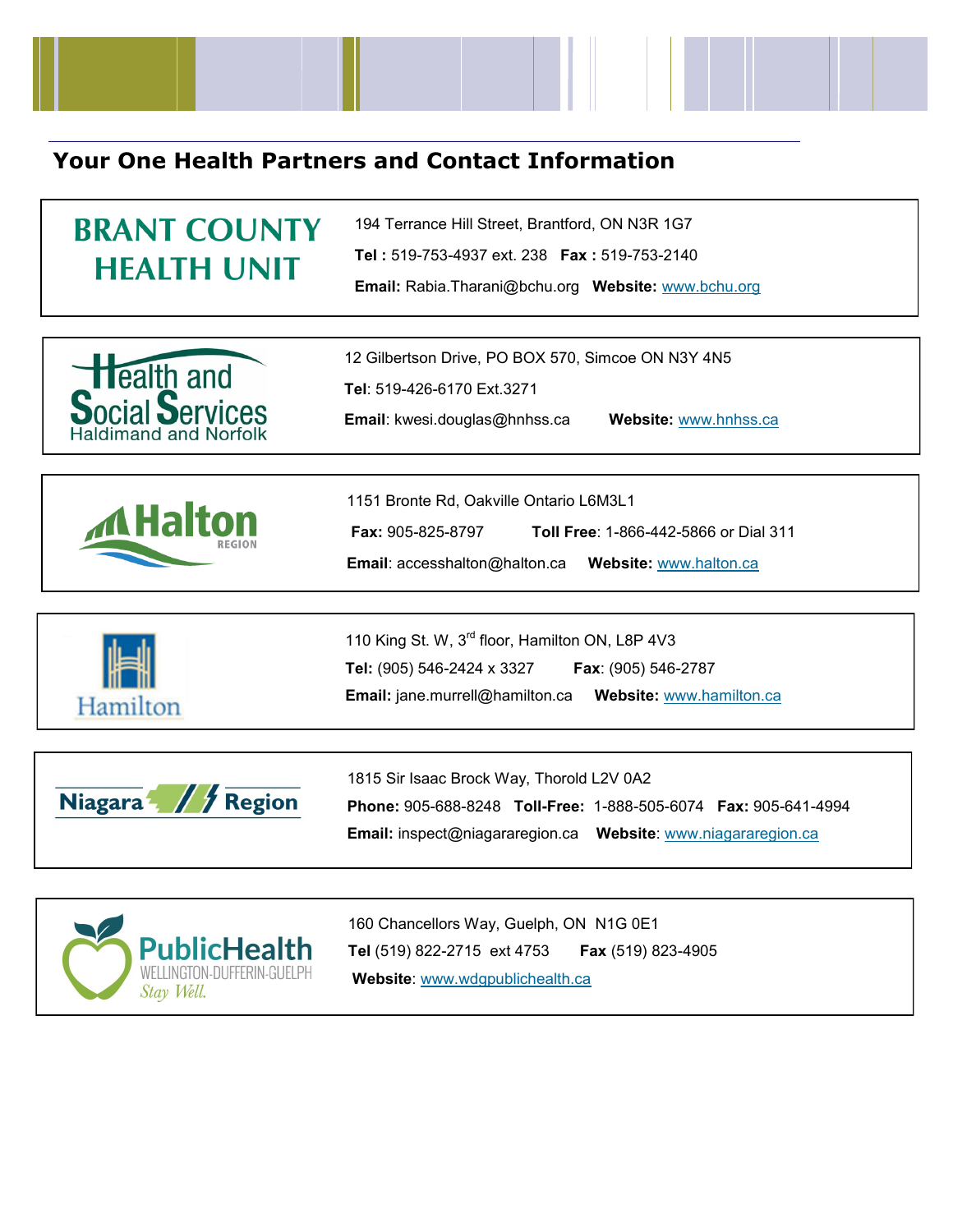## Your One Health Partners and Contact Information

**BRANT COUNTY HEALTH UNIT**

194 Terrance Hill Street, Brantford, ON N3R 1G7

**Tel :** 519-753-4937 ext. 238 **Fax :** 519-753-2140

**Email:** Rabia.Tharani@bchu.org **Website:** www.bchu.org

---

**Health and Social Services Haldimand and Norfolk**

12 Gilbertson Drive, PO BOX 570, Simcoe ON N3Y 4N5

**Tel**: 519-426-6170 Ext.3271

**Email**: kwesi.douglas@hnhss.ca **Website:** www.hnhss.ca

---

**Halton Region**

1151 Bronte Rd, Oakville Ontario L6M3L1

**Fax:** 905-825-8797 **Toll Free**: 1-866-442-5866 or Dial 311

**Email**: accesshalton@halton.ca **Website:** www.halton.ca

---

**Hamilton**

110 King St. W, 3rd floor, Hamilton ON, L8P 4V3

**Tel:** (905) 546-2424 x 3327 **Fax**: (905) 546-2787

**Email:** jane.murrell@hamilton.ca **Website:** www.hamilton.ca

---

**Niagara Region**

1815 Sir Isaac Brock Way, Thorold L2V 0A2

**Phone:** 905-688-8248 **Toll-Free:** 1-888-505-6074 **Fax:** 905-641-4994

**Email:** inspect@niagararegion.ca **Website**: www.niagararegion.ca

---

**PublicHealth WELLINGTON-DUFFERIN-GUELPH** *Stay Well.*

160 Chancellors Way, Guelph, ON N1G 0E1

**Tel** (519) 822-2715 ext 4753 **Fax** (519) 823-4905

**Website**: www.wdgpublichealth.ca